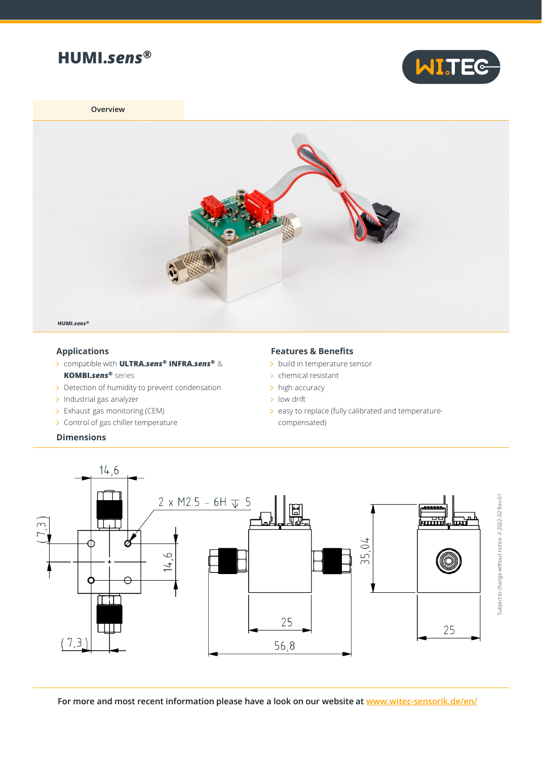# HUMI.*sens*®

Overview

HUMI.*sens*®

## Applications

- compatible with **ULTRA.*sens*®** **INFRA.*sens*®** & **KOMBI.*sens*®** series
- Detection of humidity to prevent condensation
- Industrial gas analyzer
- Exhaust gas monitoring (CEM)
- Control of gas chiller temperature

## Features & Benefits

- build in temperature sensor
- chemical resistant
- high accuracy
- low drift
- easy to replace (fully calibrated and temperature-compensated)

## Dimensions

14,6

2 x M2.5 - 6H ↧ 5

(7,3)

14,6

(7,3)

35,04

25

56,8

25

Subject to change without notice. // 2022-02 Rev.01

For more and most recent information please have a look on our website at [www.witec-sensorik.de/en/](www.witec-sensorik.de/en/)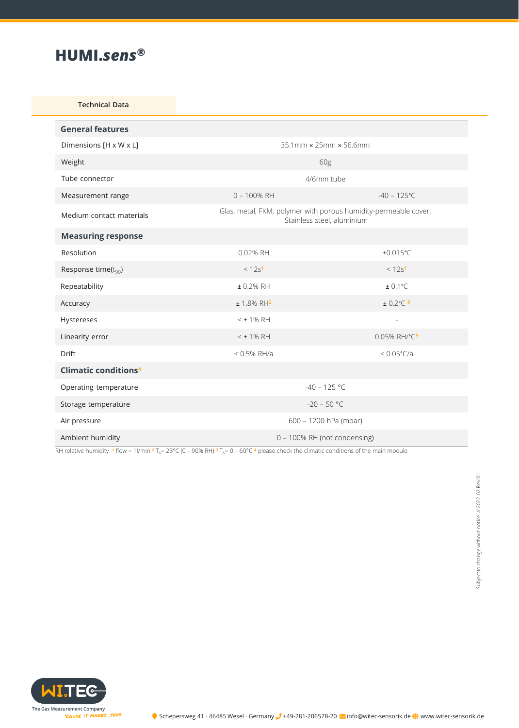# HUMI.*sens*®

## Technical Data

| | | |
|---|---|---|
| **General features** | | |
| Dimensions [H x W x L] | 35.1mm × 25mm × 56.6mm | |
| Weight | 60g | |
| Tube connector | 4/6mm tube | |
| Measurement range | 0 – 100% RH | -40 – 125°C |
| Medium contact materials | Glas, metal, FKM, polymer with porous humidity-permeable cover, Stainless steel, aluminium | |
| **Measuring response** | | |
| Resolution | 0.02% RH | +0.015°C |
| Response time($t_{90}$) | < 12s[1] | < 12s[1] |
| Repeatability | ± 0.2% RH | ± 0.1°C |
| Accuracy | ± 1.8% RH[2] | ± 0.2°C [3] |
| Hystereses | < ± 1% RH | - |
| Linearity error | < ± 1% RH | 0.05% RH/°C[3] |
| Drift | < 0.5% RH/a | < 0.05°C/a |
| **Climatic conditions**[4] | | |
| Operating temperature | -40 – 125 °C | |
| Storage temperature | -20 – 50 °C | |
| Air pressure | 600 – 1200 hPa (mbar) | |
| Ambient humidity | 0 – 100% RH (not condensing) | |

RH relative humidity [1] flow = 1l/min [2] $T_A$= 23°C (0 – 90% RH) [3] $T_A$= 0 – 60°C [4] please check the climatic conditions of the main module

Subject to change without notice. // 2022-02 Rev.01

WITEC The Gas Measurement Company 'CAUSE IT MAKES .SENS

Schepersweg 41 · 46485 Wesel · Germany +49-281-206578-20 info@witec-sensorik.de www.witec-sensorik.de